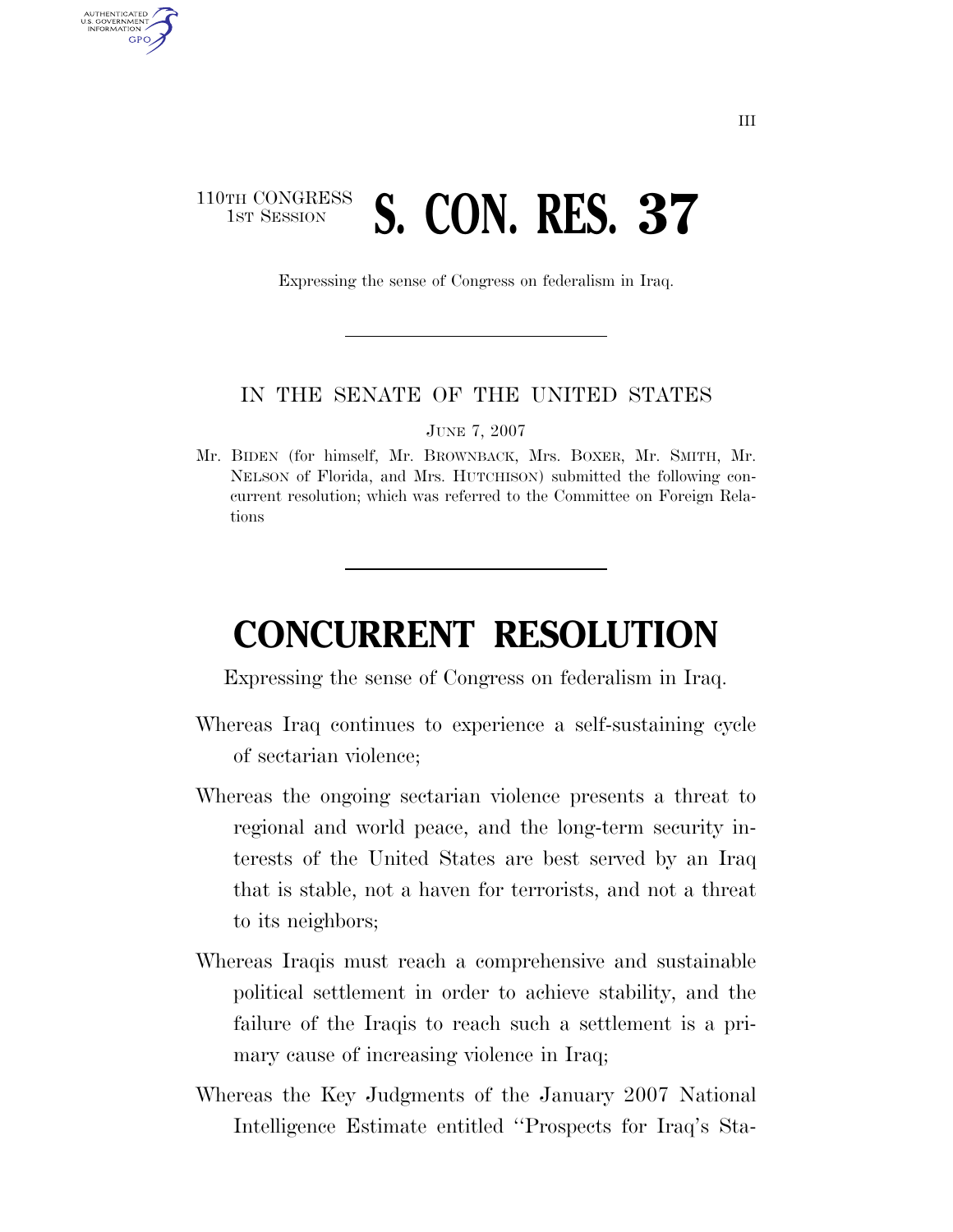110TH CONGRESS
1ST SESSION

# S. CON. RES. 37

Expressing the sense of Congress on federalism in Iraq.

IN THE SENATE OF THE UNITED STATES

JUNE 7, 2007

Mr. BIDEN (for himself, Mr. BROWNBACK, Mrs. BOXER, Mr. SMITH, Mr. NELSON of Florida, and Mrs. HUTCHISON) submitted the following concurrent resolution; which was referred to the Committee on Foreign Relations

# CONCURRENT RESOLUTION

Expressing the sense of Congress on federalism in Iraq.

Whereas Iraq continues to experience a self-sustaining cycle of sectarian violence;

Whereas the ongoing sectarian violence presents a threat to regional and world peace, and the long-term security interests of the United States are best served by an Iraq that is stable, not a haven for terrorists, and not a threat to its neighbors;

Whereas Iraqis must reach a comprehensive and sustainable political settlement in order to achieve stability, and the failure of the Iraqis to reach such a settlement is a primary cause of increasing violence in Iraq;

Whereas the Key Judgments of the January 2007 National Intelligence Estimate entitled ''Prospects for Iraq's Sta-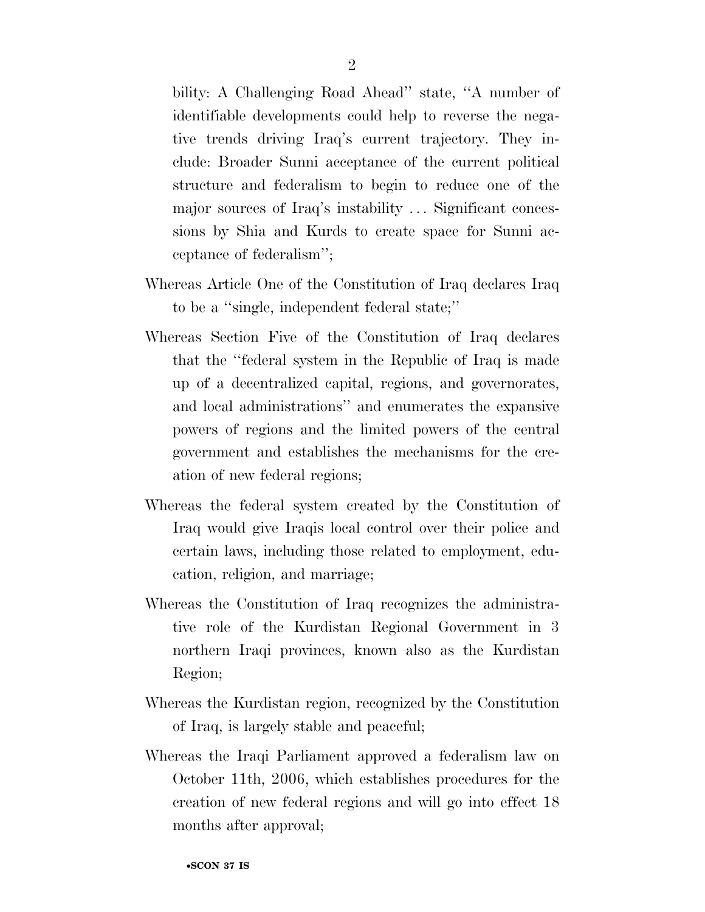bility: A Challenging Road Ahead'' state, ''A number of identifiable developments could help to reverse the negative trends driving Iraq's current trajectory. They include: Broader Sunni acceptance of the current political structure and federalism to begin to reduce one of the major sources of Iraq's instability ... Significant concessions by Shia and Kurds to create space for Sunni acceptance of federalism'';

Whereas Article One of the Constitution of Iraq declares Iraq to be a ''single, independent federal state;''

Whereas Section Five of the Constitution of Iraq declares that the ''federal system in the Republic of Iraq is made up of a decentralized capital, regions, and governorates, and local administrations'' and enumerates the expansive powers of regions and the limited powers of the central government and establishes the mechanisms for the creation of new federal regions;

Whereas the federal system created by the Constitution of Iraq would give Iraqis local control over their police and certain laws, including those related to employment, education, religion, and marriage;

Whereas the Constitution of Iraq recognizes the administrative role of the Kurdistan Regional Government in 3 northern Iraqi provinces, known also as the Kurdistan Region;

Whereas the Kurdistan region, recognized by the Constitution of Iraq, is largely stable and peaceful;

Whereas the Iraqi Parliament approved a federalism law on October 11th, 2006, which establishes procedures for the creation of new federal regions and will go into effect 18 months after approval;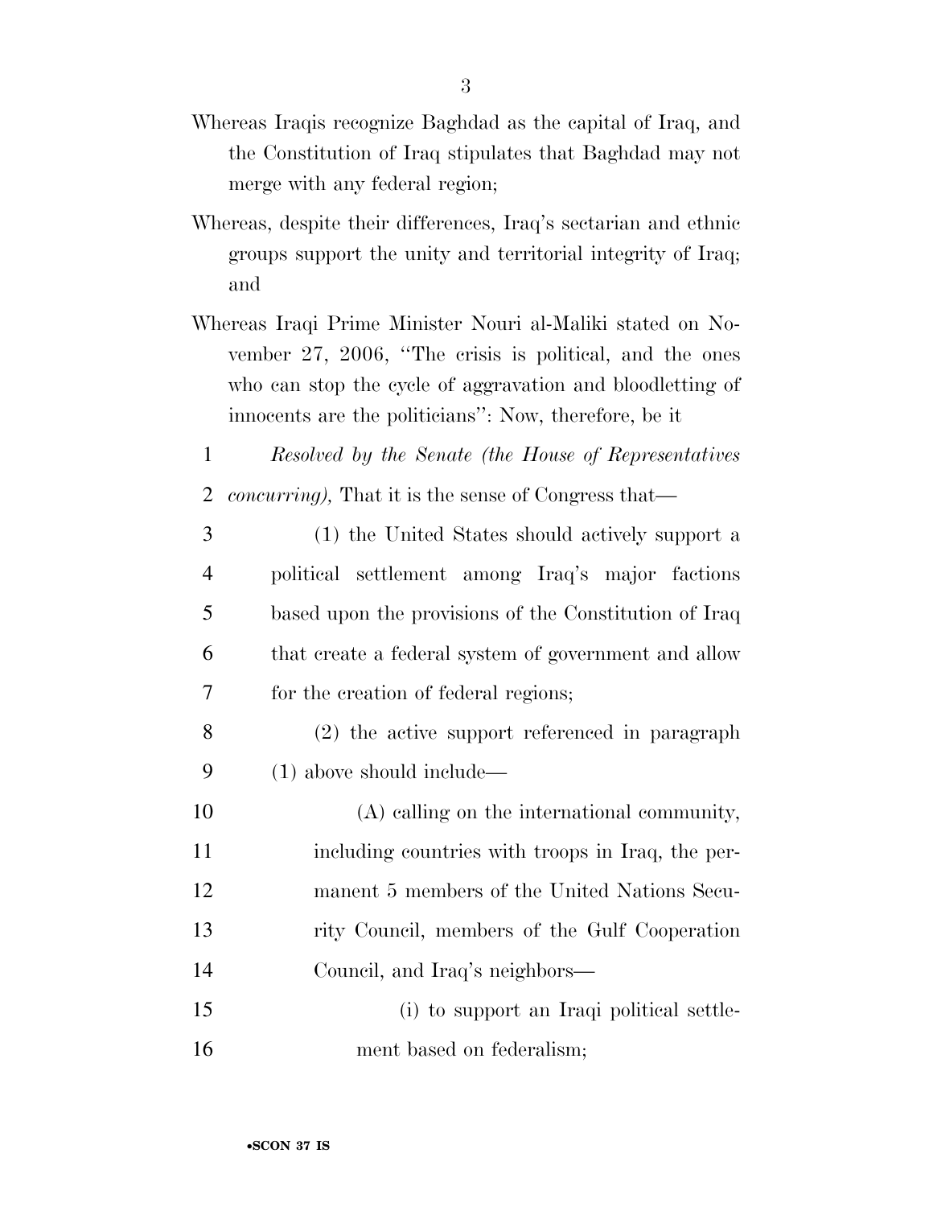Whereas Iraqis recognize Baghdad as the capital of Iraq, and the Constitution of Iraq stipulates that Baghdad may not merge with any federal region;

Whereas, despite their differences, Iraq's sectarian and ethnic groups support the unity and territorial integrity of Iraq; and

Whereas Iraqi Prime Minister Nouri al-Maliki stated on November 27, 2006, ''The crisis is political, and the ones who can stop the cycle of aggravation and bloodletting of innocents are the politicians'': Now, therefore, be it

*Resolved by the Senate (the House of Representatives concurring),* That it is the sense of Congress that—

(1) the United States should actively support a political settlement among Iraq's major factions based upon the provisions of the Constitution of Iraq that create a federal system of government and allow for the creation of federal regions;

(2) the active support referenced in paragraph (1) above should include—

(A) calling on the international community, including countries with troops in Iraq, the permanent 5 members of the United Nations Security Council, members of the Gulf Cooperation Council, and Iraq's neighbors—

(i) to support an Iraqi political settlement based on federalism;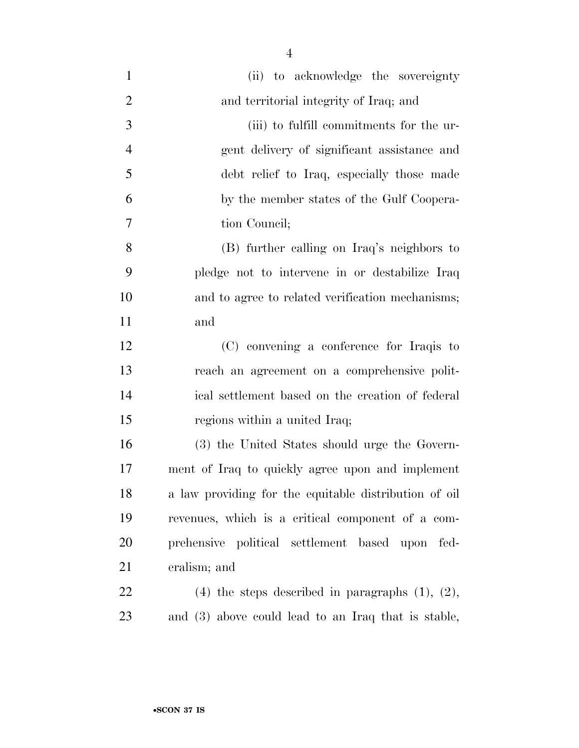(ii) to acknowledge the sovereignty and territorial integrity of Iraq; and

(iii) to fulfill commitments for the urgent delivery of significant assistance and debt relief to Iraq, especially those made by the member states of the Gulf Cooperation Council;

(B) further calling on Iraq's neighbors to pledge not to intervene in or destabilize Iraq and to agree to related verification mechanisms; and

(C) convening a conference for Iraqis to reach an agreement on a comprehensive political settlement based on the creation of federal regions within a united Iraq;

(3) the United States should urge the Government of Iraq to quickly agree upon and implement a law providing for the equitable distribution of oil revenues, which is a critical component of a comprehensive political settlement based upon federalism; and

(4) the steps described in paragraphs (1), (2), and (3) above could lead to an Iraq that is stable,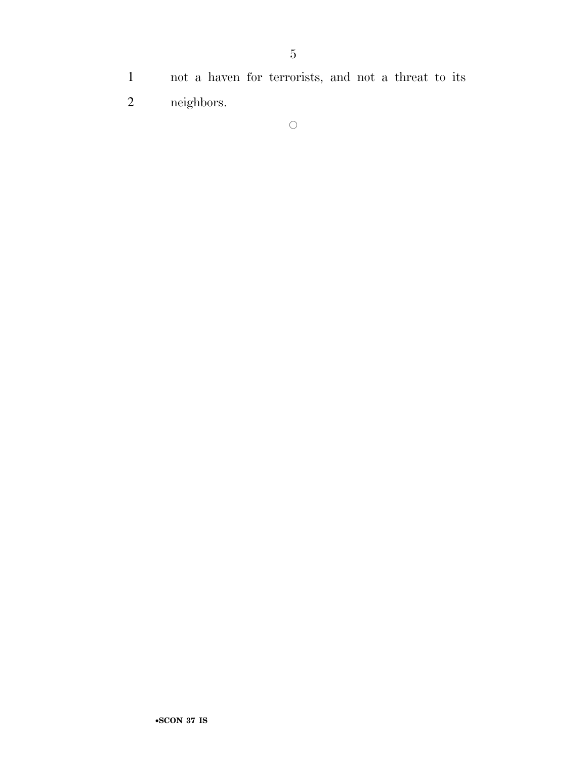not a haven for terrorists, and not a threat to its neighbors.

○